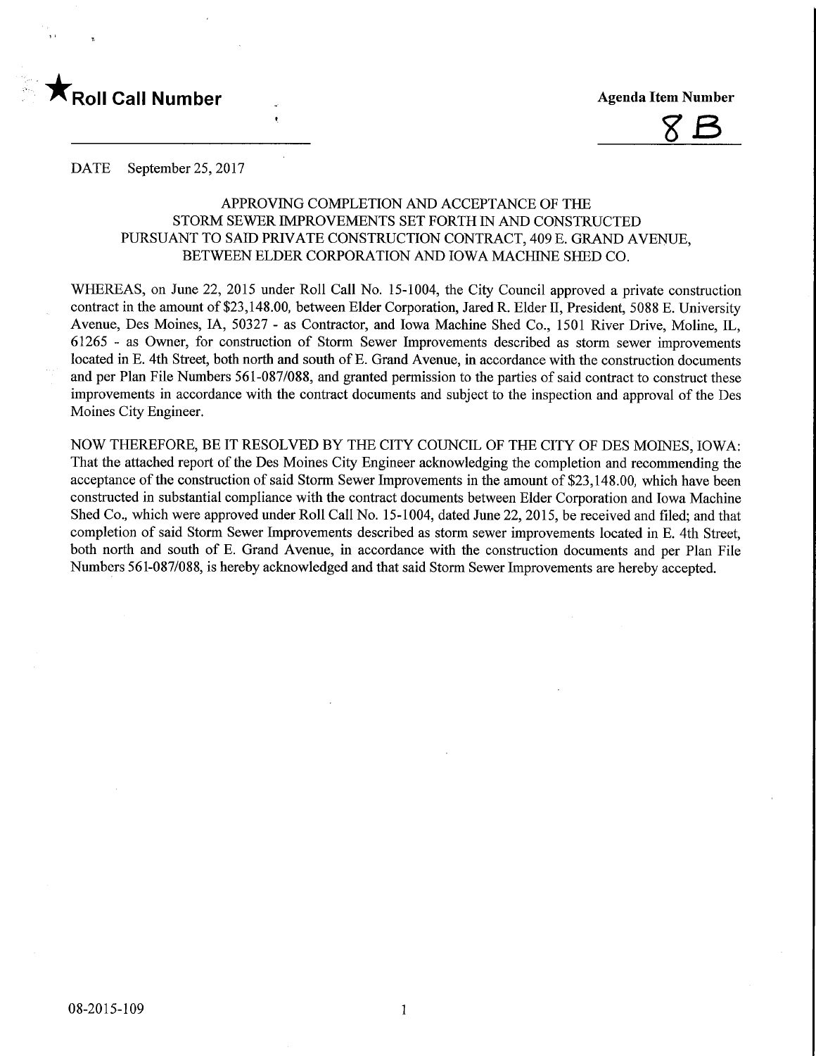★**Roll Call Number** **Agenda Item Number**

8B

DATE September 25, 2017

APPROVING COMPLETION AND ACCEPTANCE OF THE STORM SEWER IMPROVEMENTS SET FORTH IN AND CONSTRUCTED PURSUANT TO SAID PRIVATE CONSTRUCTION CONTRACT, 409 E. GRAND AVENUE, BETWEEN ELDER CORPORATION AND IOWA MACHINE SHED CO.

WHEREAS, on June 22, 2015 under Roll Call No. 15-1004, the City Council approved a private construction contract in the amount of $23,148.00, between Elder Corporation, Jared R. Elder II, President, 5088 E. University Avenue, Des Moines, IA, 50327 - as Contractor, and Iowa Machine Shed Co., 1501 River Drive, Moline, IL, 61265 - as Owner, for construction of Storm Sewer Improvements described as storm sewer improvements located in E. 4th Street, both north and south of E. Grand Avenue, in accordance with the construction documents and per Plan File Numbers 561-087/088, and granted permission to the parties of said contract to construct these improvements in accordance with the contract documents and subject to the inspection and approval of the Des Moines City Engineer.

NOW THEREFORE, BE IT RESOLVED BY THE CITY COUNCIL OF THE CITY OF DES MOINES, IOWA: That the attached report of the Des Moines City Engineer acknowledging the completion and recommending the acceptance of the construction of said Storm Sewer Improvements in the amount of $23,148.00, which have been constructed in substantial compliance with the contract documents between Elder Corporation and Iowa Machine Shed Co., which were approved under Roll Call No. 15-1004, dated June 22, 2015, be received and filed; and that completion of said Storm Sewer Improvements described as storm sewer improvements located in E. 4th Street, both north and south of E. Grand Avenue, in accordance with the construction documents and per Plan File Numbers 561-087/088, is hereby acknowledged and that said Storm Sewer Improvements are hereby accepted.

08-2015-109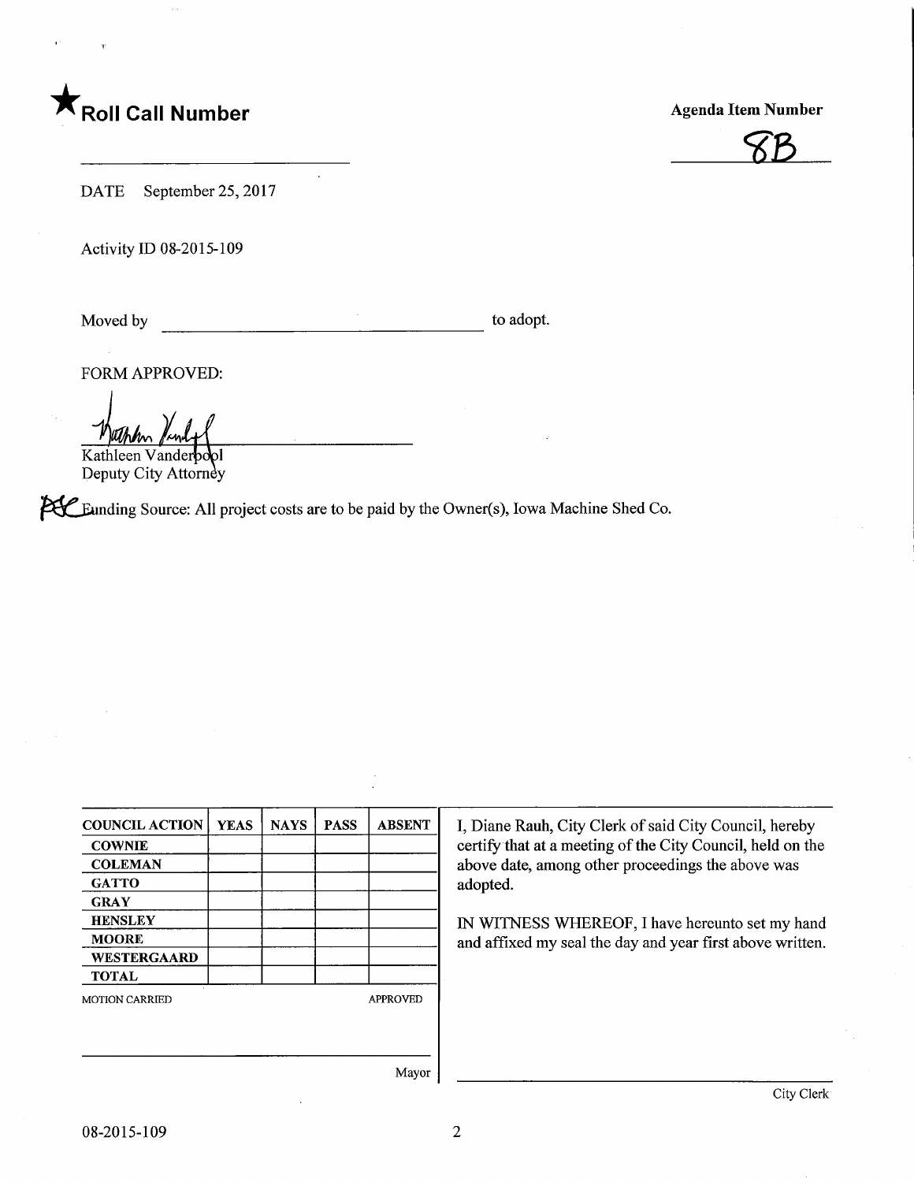★ **Roll Call Number**

______________________________

**Agenda Item Number**

8B

DATE September 25, 2017

Activity ID 08-2015-109

Moved by ______________________________ to adopt.

FORM APPROVED:

Kathleen Vanderpool
Deputy City Attorney

Funding Source: All project costs are to be paid by the Owner(s), Iowa Machine Shed Co.

| COUNCIL ACTION | YEAS | NAYS | PASS | ABSENT |
|---|---|---|---|---|
| COWNIE | | | | |
| COLEMAN | | | | |
| GATTO | | | | |
| GRAY | | | | |
| HENSLEY | | | | |
| MOORE | | | | |
| WESTERGAARD | | | | |
| TOTAL | | | | |

MOTION CARRIED APPROVED

______________________________
Mayor

I, Diane Rauh, City Clerk of said City Council, hereby certify that at a meeting of the City Council, held on the above date, among other proceedings the above was adopted.

IN WITNESS WHEREOF, I have hereunto set my hand and affixed my seal the day and year first above written.

______________________________
City Clerk

08-2015-109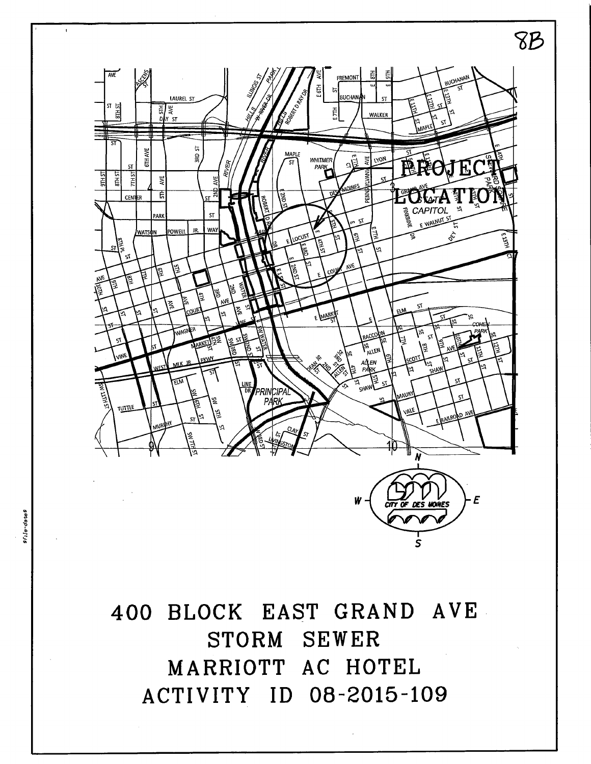8B

PROJECT LOCATION

# 400 BLOCK EAST GRAND AVE
# STORM SEWER
# MARRIOTT AC HOTEL
# ACTIVITY ID 08-2015-109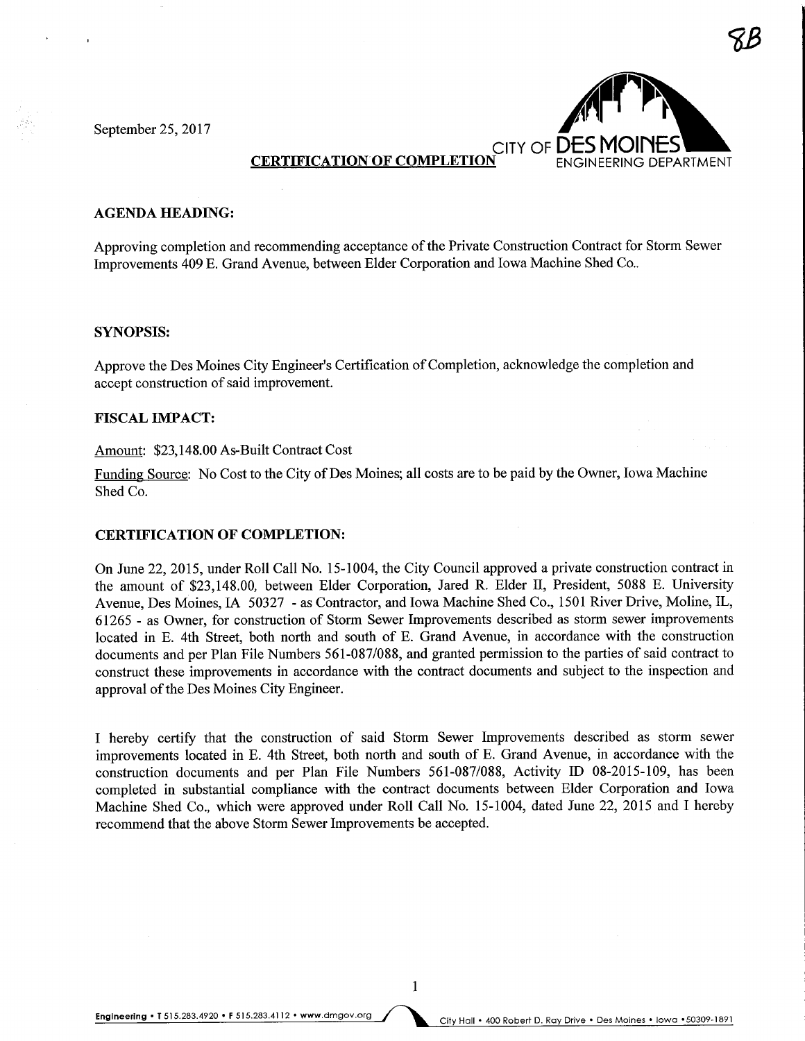8B

September 25, 2017

CITY OF DES MOINES
ENGINEERING DEPARTMENT

**CERTIFICATION OF COMPLETION**

**AGENDA HEADING:**

Approving completion and recommending acceptance of the Private Construction Contract for Storm Sewer Improvements 409 E. Grand Avenue, between Elder Corporation and Iowa Machine Shed Co..

**SYNOPSIS:**

Approve the Des Moines City Engineer's Certification of Completion, acknowledge the completion and accept construction of said improvement.

**FISCAL IMPACT:**

Amount: $23,148.00 As-Built Contract Cost

Funding Source: No Cost to the City of Des Moines; all costs are to be paid by the Owner, Iowa Machine Shed Co.

**CERTIFICATION OF COMPLETION:**

On June 22, 2015, under Roll Call No. 15-1004, the City Council approved a private construction contract in the amount of $23,148.00, between Elder Corporation, Jared R. Elder II, President, 5088 E. University Avenue, Des Moines, IA 50327 - as Contractor, and Iowa Machine Shed Co., 1501 River Drive, Moline, IL, 61265 - as Owner, for construction of Storm Sewer Improvements described as storm sewer improvements located in E. 4th Street, both north and south of E. Grand Avenue, in accordance with the construction documents and per Plan File Numbers 561-087/088, and granted permission to the parties of said contract to construct these improvements in accordance with the contract documents and subject to the inspection and approval of the Des Moines City Engineer.

I hereby certify that the construction of said Storm Sewer Improvements described as storm sewer improvements located in E. 4th Street, both north and south of E. Grand Avenue, in accordance with the construction documents and per Plan File Numbers 561-087/088, Activity ID 08-2015-109, has been completed in substantial compliance with the contract documents between Elder Corporation and Iowa Machine Shed Co., which were approved under Roll Call No. 15-1004, dated June 22, 2015 and I hereby recommend that the above Storm Sewer Improvements be accepted.

Engineering • T 515.283.4920 • F 515.283.4112 • www.dmgov.org  City Hall • 400 Robert D. Ray Drive • Des Moines • Iowa • 50309-1891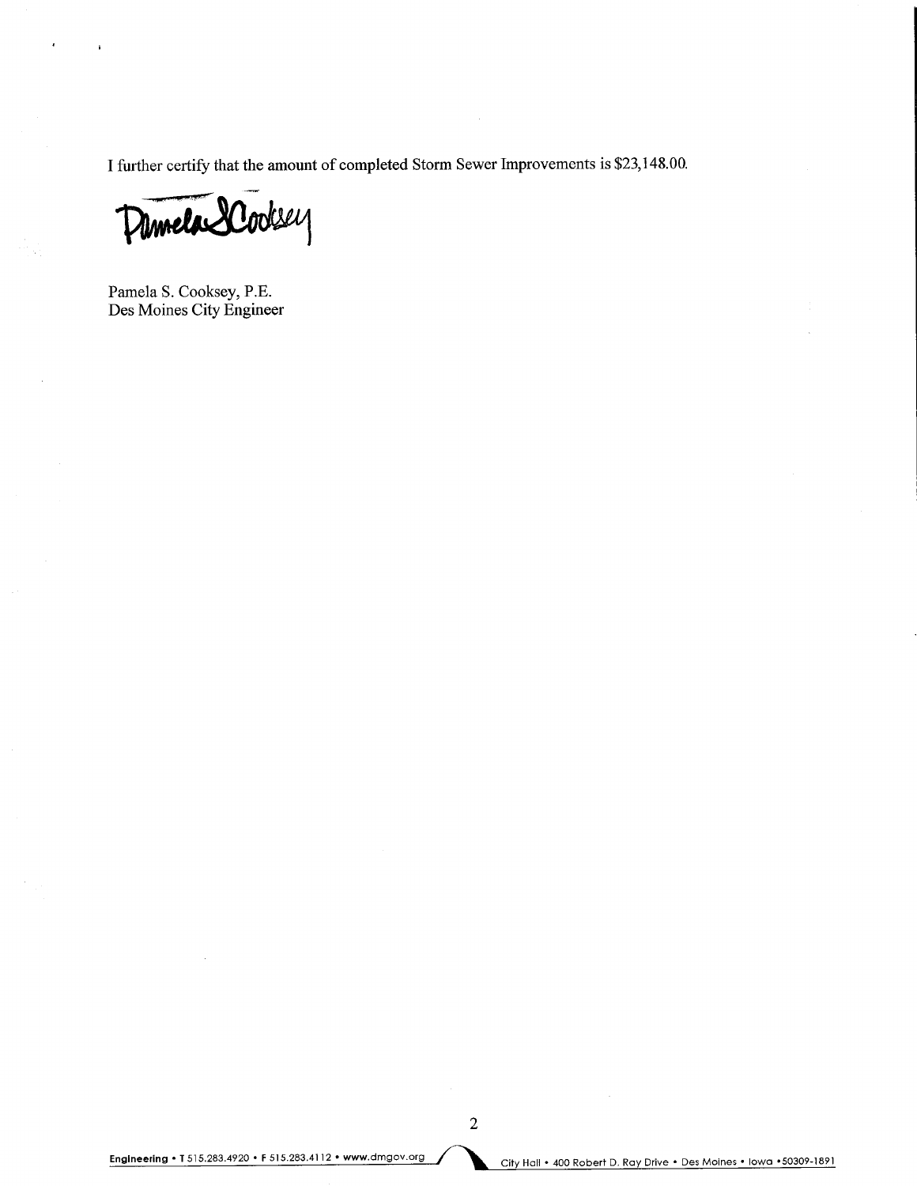I further certify that the amount of completed Storm Sewer Improvements is $23,148.00.

Pamela S. Cooksey

Pamela S. Cooksey, P.E.
Des Moines City Engineer

Engineering • T 515.283.4920 • F 515.283.4112 • www.dmgov.org City Hall • 400 Robert D. Ray Drive • Des Moines • Iowa •50309-1891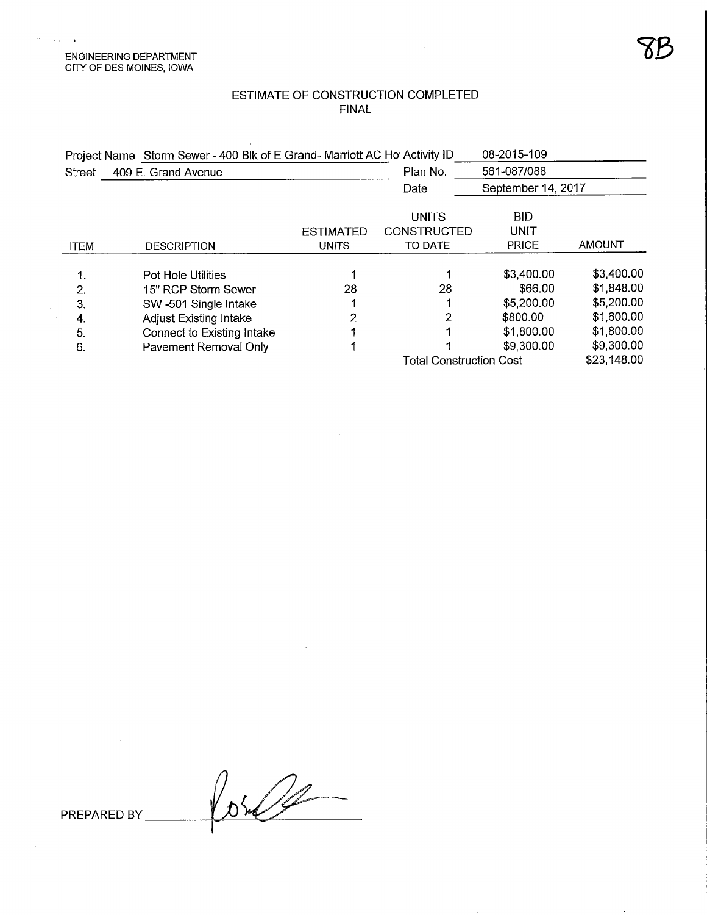ENGINEERING DEPARTMENT
CITY OF DES MOINES, IOWA

8B

# ESTIMATE OF CONSTRUCTION COMPLETED
## FINAL

Project Name Storm Sewer - 400 Blk of E Grand- Marriott AC Hot Activity ID 08-2015-109

Street 409 E. Grand Avenue Plan No. 561-087/088

Date September 14, 2017

| ITEM | DESCRIPTION | ESTIMATED UNITS | UNITS CONSTRUCTED TO DATE | BID UNIT PRICE | AMOUNT |
|---|---|---|---|---|---|
| 1. | Pot Hole Utilities | 1 | 1 | $3,400.00 | $3,400.00 |
| 2. | 15" RCP Storm Sewer | 28 | 28 | $66.00 | $1,848.00 |
| 3. | SW -501 Single Intake | 1 | 1 | $5,200.00 | $5,200.00 |
| 4. | Adjust Existing Intake | 2 | 2 | $800.00 | $1,600.00 |
| 5. | Connect to Existing Intake | 1 | 1 | $1,800.00 | $1,800.00 |
| 6. | Pavement Removal Only | 1 | 1 | $9,300.00 | $9,300.00 |
| | | | Total Construction Cost | | $23,148.00 |

PREPARED BY ______________